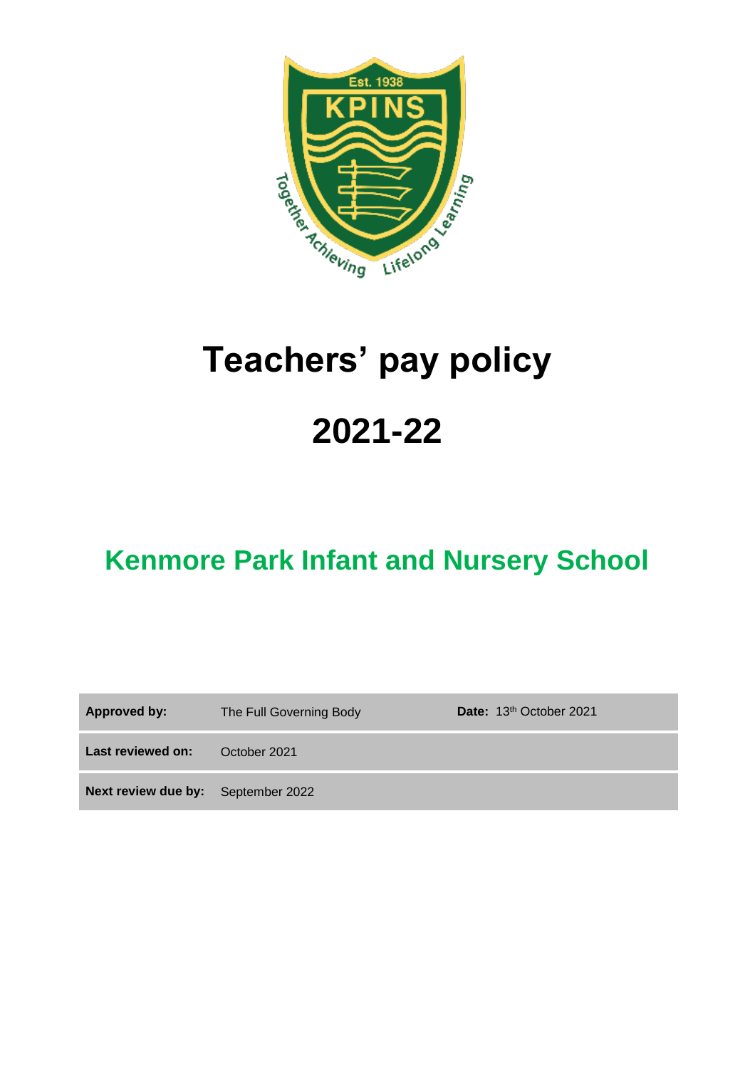# Teachers' pay policy

# 2021-22

## Kenmore Park Infant and Nursery School

| | | |
|---|---|---|
| **Approved by:** | The Full Governing Body | **Date:** 13th October 2021 |
| **Last reviewed on:** | October 2021 | |
| **Next review due by:** | September 2022 | |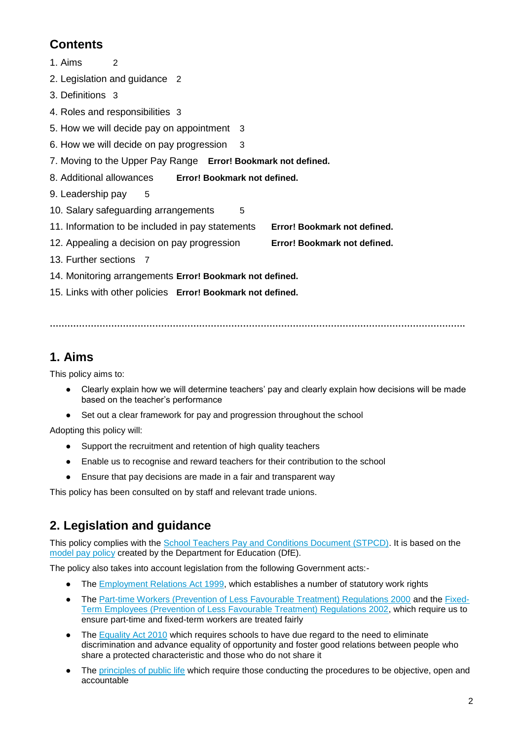## Contents

1. Aims 2
2. Legislation and guidance 2
3. Definitions 3
4. Roles and responsibilities 3
5. How we will decide pay on appointment 3
6. How we will decide on pay progression 3
7. Moving to the Upper Pay Range **Error! Bookmark not defined.**
8. Additional allowances **Error! Bookmark not defined.**
9. Leadership pay 5
10. Salary safeguarding arrangements 5
11. Information to be included in pay statements **Error! Bookmark not defined.**
12. Appealing a decision on pay progression **Error! Bookmark not defined.**
13. Further sections 7
14. Monitoring arrangements **Error! Bookmark not defined.**
15. Links with other policies **Error! Bookmark not defined.**

**…………………………………………………………………………………………………………………………**

## 1. Aims

This policy aims to:

- Clearly explain how we will determine teachers' pay and clearly explain how decisions will be made based on the teacher's performance
- Set out a clear framework for pay and progression throughout the school

Adopting this policy will:

- Support the recruitment and retention of high quality teachers
- Enable us to recognise and reward teachers for their contribution to the school
- Ensure that pay decisions are made in a fair and transparent way

This policy has been consulted on by staff and relevant trade unions.

## 2. Legislation and guidance

This policy complies with the School Teachers Pay and Conditions Document (STPCD). It is based on the model pay policy created by the Department for Education (DfE).

The policy also takes into account legislation from the following Government acts:-

- The Employment Relations Act 1999, which establishes a number of statutory work rights
- The Part-time Workers (Prevention of Less Favourable Treatment) Regulations 2000 and the Fixed-Term Employees (Prevention of Less Favourable Treatment) Regulations 2002, which require us to ensure part-time and fixed-term workers are treated fairly
- The Equality Act 2010 which requires schools to have due regard to the need to eliminate discrimination and advance equality of opportunity and foster good relations between people who share a protected characteristic and those who do not share it
- The principles of public life which require those conducting the procedures to be objective, open and accountable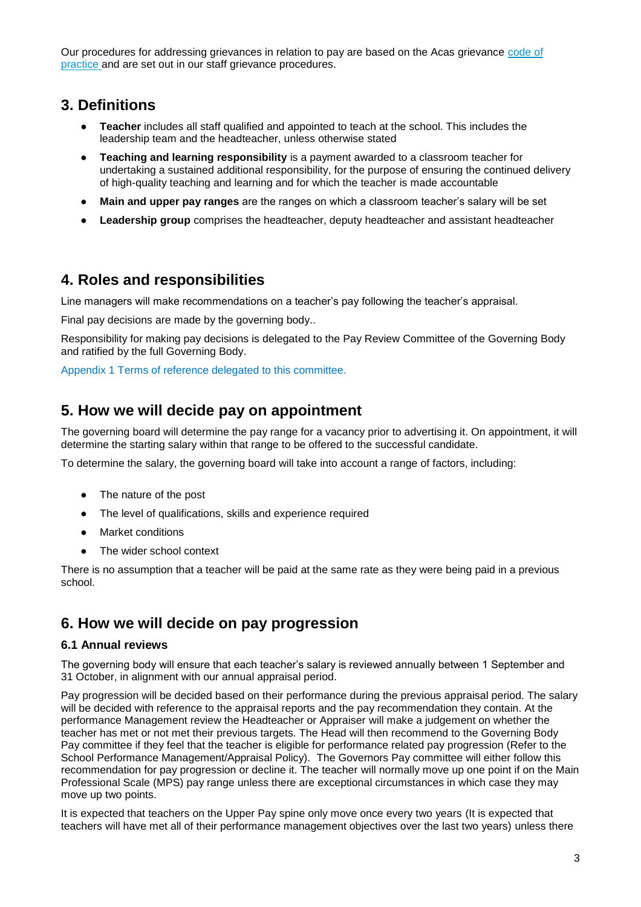Our procedures for addressing grievances in relation to pay are based on the Acas grievance code of practice and are set out in our staff grievance procedures.

## 3. Definitions

- **Teacher** includes all staff qualified and appointed to teach at the school. This includes the leadership team and the headteacher, unless otherwise stated
- **Teaching and learning responsibility** is a payment awarded to a classroom teacher for undertaking a sustained additional responsibility, for the purpose of ensuring the continued delivery of high-quality teaching and learning and for which the teacher is made accountable
- **Main and upper pay ranges** are the ranges on which a classroom teacher's salary will be set
- **Leadership group** comprises the headteacher, deputy headteacher and assistant headteacher

## 4. Roles and responsibilities

Line managers will make recommendations on a teacher's pay following the teacher's appraisal.

Final pay decisions are made by the governing body..

Responsibility for making pay decisions is delegated to the Pay Review Committee of the Governing Body and ratified by the full Governing Body.

Appendix 1 Terms of reference delegated to this committee.

## 5. How we will decide pay on appointment

The governing board will determine the pay range for a vacancy prior to advertising it. On appointment, it will determine the starting salary within that range to be offered to the successful candidate.

To determine the salary, the governing board will take into account a range of factors, including:

- The nature of the post
- The level of qualifications, skills and experience required
- Market conditions
- The wider school context

There is no assumption that a teacher will be paid at the same rate as they were being paid in a previous school.

## 6. How we will decide on pay progression

### 6.1 Annual reviews

The governing body will ensure that each teacher's salary is reviewed annually between 1 September and 31 October, in alignment with our annual appraisal period.

Pay progression will be decided based on their performance during the previous appraisal period. The salary will be decided with reference to the appraisal reports and the pay recommendation they contain. At the performance Management review the Headteacher or Appraiser will make a judgement on whether the teacher has met or not met their previous targets. The Head will then recommend to the Governing Body Pay committee if they feel that the teacher is eligible for performance related pay progression (Refer to the School Performance Management/Appraisal Policy). The Governors Pay committee will either follow this recommendation for pay progression or decline it. The teacher will normally move up one point if on the Main Professional Scale (MPS) pay range unless there are exceptional circumstances in which case they may move up two points.

It is expected that teachers on the Upper Pay spine only move once every two years (It is expected that teachers will have met all of their performance management objectives over the last two years) unless there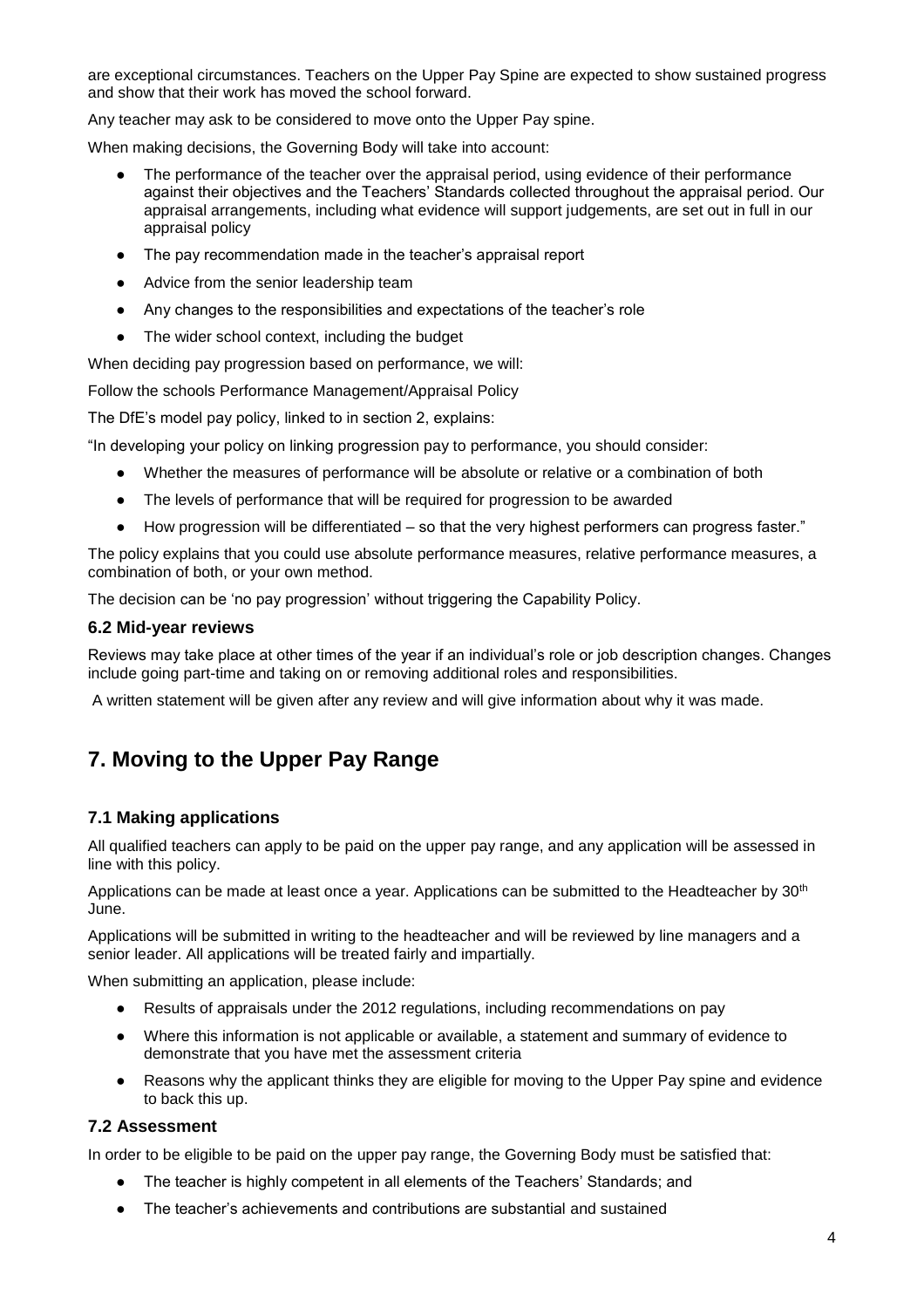are exceptional circumstances. Teachers on the Upper Pay Spine are expected to show sustained progress and show that their work has moved the school forward.

Any teacher may ask to be considered to move onto the Upper Pay spine.

When making decisions, the Governing Body will take into account:

- The performance of the teacher over the appraisal period, using evidence of their performance against their objectives and the Teachers' Standards collected throughout the appraisal period. Our appraisal arrangements, including what evidence will support judgements, are set out in full in our appraisal policy
- The pay recommendation made in the teacher's appraisal report
- Advice from the senior leadership team
- Any changes to the responsibilities and expectations of the teacher's role
- The wider school context, including the budget

When deciding pay progression based on performance, we will:

Follow the schools Performance Management/Appraisal Policy

The DfE's model pay policy, linked to in section 2, explains:

"In developing your policy on linking progression pay to performance, you should consider:

- Whether the measures of performance will be absolute or relative or a combination of both
- The levels of performance that will be required for progression to be awarded
- How progression will be differentiated – so that the very highest performers can progress faster."

The policy explains that you could use absolute performance measures, relative performance measures, a combination of both, or your own method.

The decision can be 'no pay progression' without triggering the Capability Policy.

### 6.2 Mid-year reviews

Reviews may take place at other times of the year if an individual's role or job description changes. Changes include going part-time and taking on or removing additional roles and responsibilities.

A written statement will be given after any review and will give information about why it was made.

## 7. Moving to the Upper Pay Range

### 7.1 Making applications

All qualified teachers can apply to be paid on the upper pay range, and any application will be assessed in line with this policy.

Applications can be made at least once a year. Applications can be submitted to the Headteacher by 30th June.

Applications will be submitted in writing to the headteacher and will be reviewed by line managers and a senior leader. All applications will be treated fairly and impartially.

When submitting an application, please include:

- Results of appraisals under the 2012 regulations, including recommendations on pay
- Where this information is not applicable or available, a statement and summary of evidence to demonstrate that you have met the assessment criteria
- Reasons why the applicant thinks they are eligible for moving to the Upper Pay spine and evidence to back this up.

### 7.2 Assessment

In order to be eligible to be paid on the upper pay range, the Governing Body must be satisfied that:

- The teacher is highly competent in all elements of the Teachers' Standards; and
- The teacher's achievements and contributions are substantial and sustained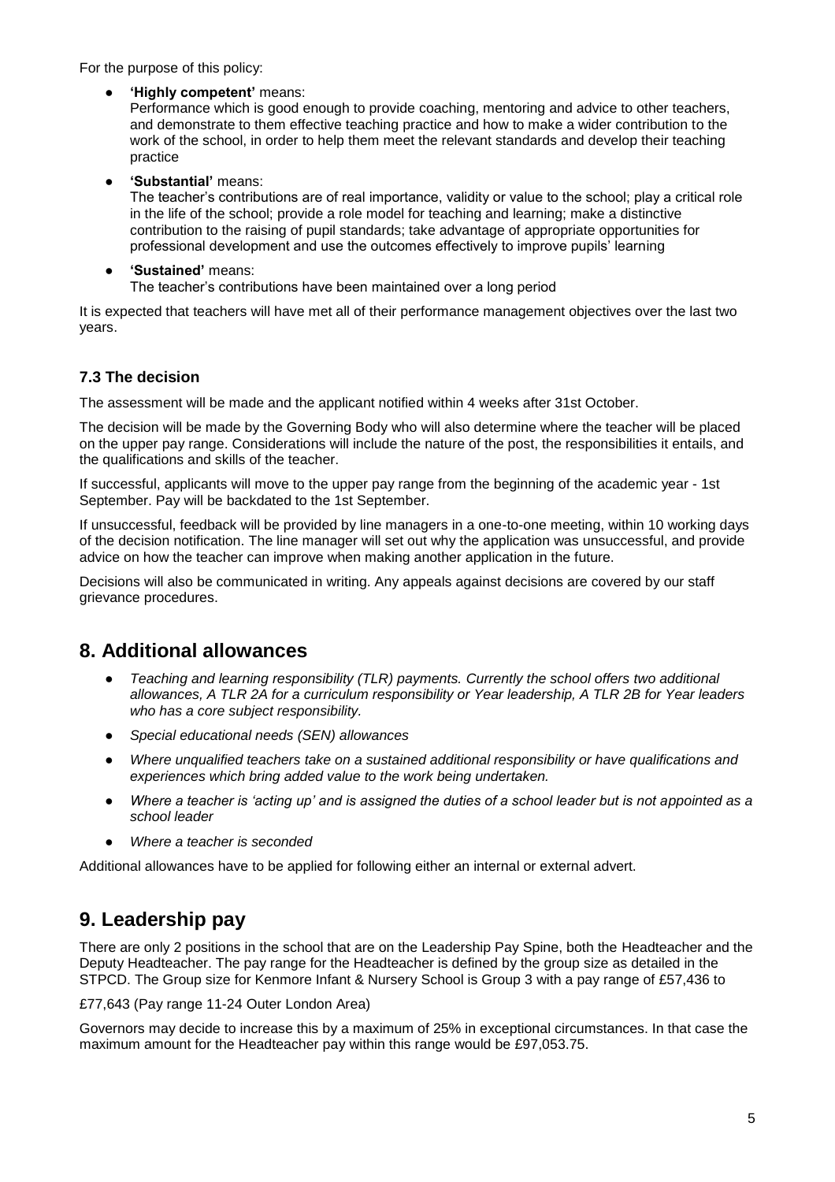For the purpose of this policy:

- **'Highly competent'** means:
  Performance which is good enough to provide coaching, mentoring and advice to other teachers, and demonstrate to them effective teaching practice and how to make a wider contribution to the work of the school, in order to help them meet the relevant standards and develop their teaching practice
- **'Substantial'** means:
  The teacher's contributions are of real importance, validity or value to the school; play a critical role in the life of the school; provide a role model for teaching and learning; make a distinctive contribution to the raising of pupil standards; take advantage of appropriate opportunities for professional development and use the outcomes effectively to improve pupils' learning
- **'Sustained'** means:
  The teacher's contributions have been maintained over a long period

It is expected that teachers will have met all of their performance management objectives over the last two years.

### 7.3 The decision

The assessment will be made and the applicant notified within 4 weeks after 31st October.

The decision will be made by the Governing Body who will also determine where the teacher will be placed on the upper pay range. Considerations will include the nature of the post, the responsibilities it entails, and the qualifications and skills of the teacher.

If successful, applicants will move to the upper pay range from the beginning of the academic year - 1st September. Pay will be backdated to the 1st September.

If unsuccessful, feedback will be provided by line managers in a one-to-one meeting, within 10 working days of the decision notification. The line manager will set out why the application was unsuccessful, and provide advice on how the teacher can improve when making another application in the future.

Decisions will also be communicated in writing. Any appeals against decisions are covered by our staff grievance procedures.

## 8. Additional allowances

- *Teaching and learning responsibility (TLR) payments. Currently the school offers two additional allowances, A TLR 2A for a curriculum responsibility or Year leadership, A TLR 2B for Year leaders who has a core subject responsibility.*
- *Special educational needs (SEN) allowances*
- *Where unqualified teachers take on a sustained additional responsibility or have qualifications and experiences which bring added value to the work being undertaken.*
- *Where a teacher is 'acting up' and is assigned the duties of a school leader but is not appointed as a school leader*
- *Where a teacher is seconded*

Additional allowances have to be applied for following either an internal or external advert.

## 9. Leadership pay

There are only 2 positions in the school that are on the Leadership Pay Spine, both the Headteacher and the Deputy Headteacher. The pay range for the Headteacher is defined by the group size as detailed in the STPCD. The Group size for Kenmore Infant & Nursery School is Group 3 with a pay range of £57,436 to

£77,643 (Pay range 11-24 Outer London Area)

Governors may decide to increase this by a maximum of 25% in exceptional circumstances. In that case the maximum amount for the Headteacher pay within this range would be £97,053.75.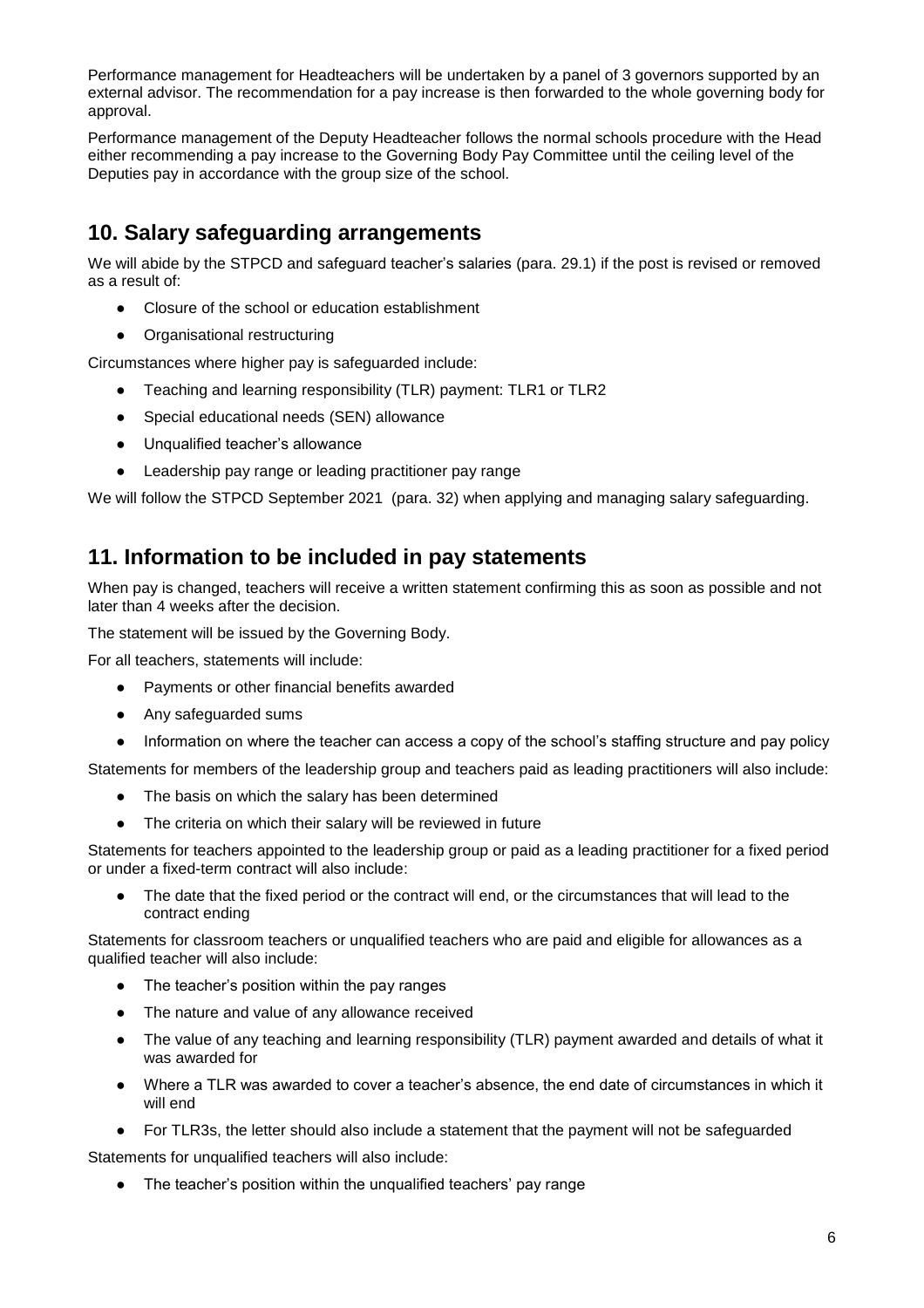Performance management for Headteachers will be undertaken by a panel of 3 governors supported by an external advisor. The recommendation for a pay increase is then forwarded to the whole governing body for approval.

Performance management of the Deputy Headteacher follows the normal schools procedure with the Head either recommending a pay increase to the Governing Body Pay Committee until the ceiling level of the Deputies pay in accordance with the group size of the school.

## 10. Salary safeguarding arrangements

We will abide by the STPCD and safeguard teacher's salaries (para. 29.1) if the post is revised or removed as a result of:

- Closure of the school or education establishment
- Organisational restructuring

Circumstances where higher pay is safeguarded include:

- Teaching and learning responsibility (TLR) payment: TLR1 or TLR2
- Special educational needs (SEN) allowance
- Unqualified teacher's allowance
- Leadership pay range or leading practitioner pay range

We will follow the STPCD September 2021 (para. 32) when applying and managing salary safeguarding.

## 11. Information to be included in pay statements

When pay is changed, teachers will receive a written statement confirming this as soon as possible and not later than 4 weeks after the decision.

The statement will be issued by the Governing Body.

For all teachers, statements will include:

- Payments or other financial benefits awarded
- Any safeguarded sums
- Information on where the teacher can access a copy of the school's staffing structure and pay policy

Statements for members of the leadership group and teachers paid as leading practitioners will also include:

- The basis on which the salary has been determined
- The criteria on which their salary will be reviewed in future

Statements for teachers appointed to the leadership group or paid as a leading practitioner for a fixed period or under a fixed-term contract will also include:

- The date that the fixed period or the contract will end, or the circumstances that will lead to the contract ending

Statements for classroom teachers or unqualified teachers who are paid and eligible for allowances as a qualified teacher will also include:

- The teacher's position within the pay ranges
- The nature and value of any allowance received
- The value of any teaching and learning responsibility (TLR) payment awarded and details of what it was awarded for
- Where a TLR was awarded to cover a teacher's absence, the end date of circumstances in which it will end
- For TLR3s, the letter should also include a statement that the payment will not be safeguarded

Statements for unqualified teachers will also include:

- The teacher's position within the unqualified teachers' pay range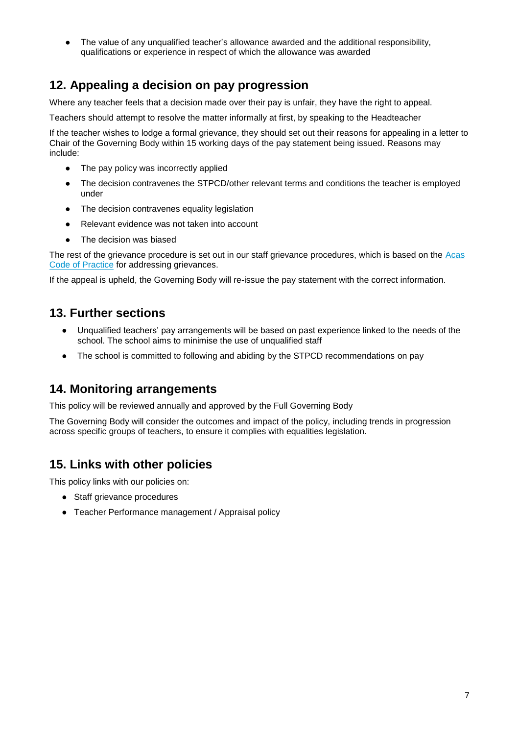- The value of any unqualified teacher's allowance awarded and the additional responsibility, qualifications or experience in respect of which the allowance was awarded

## 12. Appealing a decision on pay progression

Where any teacher feels that a decision made over their pay is unfair, they have the right to appeal.

Teachers should attempt to resolve the matter informally at first, by speaking to the Headteacher

If the teacher wishes to lodge a formal grievance, they should set out their reasons for appealing in a letter to Chair of the Governing Body within 15 working days of the pay statement being issued. Reasons may include:

- The pay policy was incorrectly applied
- The decision contravenes the STPCD/other relevant terms and conditions the teacher is employed under
- The decision contravenes equality legislation
- Relevant evidence was not taken into account
- The decision was biased

The rest of the grievance procedure is set out in our staff grievance procedures, which is based on the Acas Code of Practice for addressing grievances.

If the appeal is upheld, the Governing Body will re-issue the pay statement with the correct information.

## 13. Further sections

- Unqualified teachers' pay arrangements will be based on past experience linked to the needs of the school. The school aims to minimise the use of unqualified staff
- The school is committed to following and abiding by the STPCD recommendations on pay

## 14. Monitoring arrangements

This policy will be reviewed annually and approved by the Full Governing Body

The Governing Body will consider the outcomes and impact of the policy, including trends in progression across specific groups of teachers, to ensure it complies with equalities legislation.

## 15. Links with other policies

This policy links with our policies on:

- Staff grievance procedures
- Teacher Performance management / Appraisal policy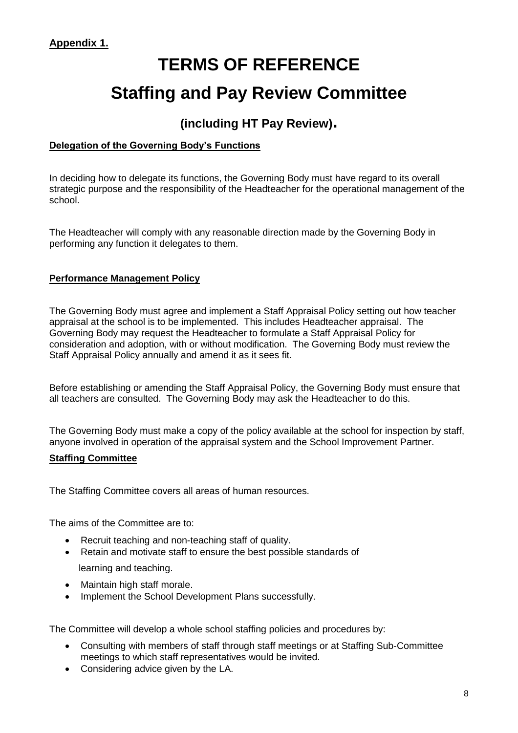**Appendix 1.**

# TERMS OF REFERENCE

# Staffing and Pay Review Committee

## (including HT Pay Review).

**Delegation of the Governing Body's Functions**

In deciding how to delegate its functions, the Governing Body must have regard to its overall strategic purpose and the responsibility of the Headteacher for the operational management of the school.

The Headteacher will comply with any reasonable direction made by the Governing Body in performing any function it delegates to them.

**Performance Management Policy**

The Governing Body must agree and implement a Staff Appraisal Policy setting out how teacher appraisal at the school is to be implemented. This includes Headteacher appraisal. The Governing Body may request the Headteacher to formulate a Staff Appraisal Policy for consideration and adoption, with or without modification. The Governing Body must review the Staff Appraisal Policy annually and amend it as it sees fit.

Before establishing or amending the Staff Appraisal Policy, the Governing Body must ensure that all teachers are consulted. The Governing Body may ask the Headteacher to do this.

The Governing Body must make a copy of the policy available at the school for inspection by staff, anyone involved in operation of the appraisal system and the School Improvement Partner.

**Staffing Committee**

The Staffing Committee covers all areas of human resources.

The aims of the Committee are to:

- Recruit teaching and non-teaching staff of quality.
- Retain and motivate staff to ensure the best possible standards of learning and teaching.
- Maintain high staff morale.
- Implement the School Development Plans successfully.

The Committee will develop a whole school staffing policies and procedures by:

- Consulting with members of staff through staff meetings or at Staffing Sub-Committee meetings to which staff representatives would be invited.
- Considering advice given by the LA.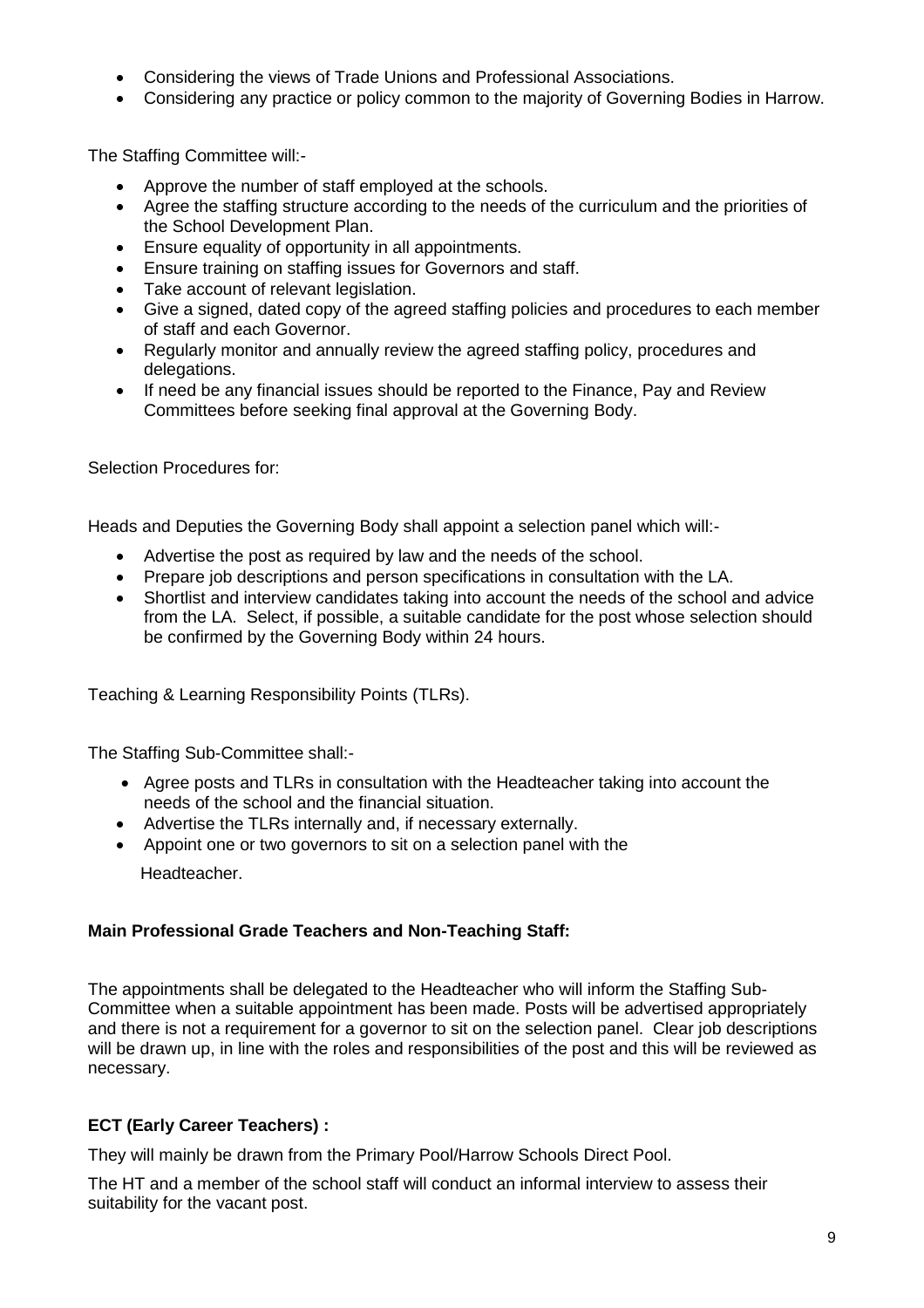- Considering the views of Trade Unions and Professional Associations.
- Considering any practice or policy common to the majority of Governing Bodies in Harrow.

The Staffing Committee will:-

- Approve the number of staff employed at the schools.
- Agree the staffing structure according to the needs of the curriculum and the priorities of the School Development Plan.
- Ensure equality of opportunity in all appointments.
- Ensure training on staffing issues for Governors and staff.
- Take account of relevant legislation.
- Give a signed, dated copy of the agreed staffing policies and procedures to each member of staff and each Governor.
- Regularly monitor and annually review the agreed staffing policy, procedures and delegations.
- If need be any financial issues should be reported to the Finance, Pay and Review Committees before seeking final approval at the Governing Body.

Selection Procedures for:

Heads and Deputies the Governing Body shall appoint a selection panel which will:-

- Advertise the post as required by law and the needs of the school.
- Prepare job descriptions and person specifications in consultation with the LA.
- Shortlist and interview candidates taking into account the needs of the school and advice from the LA. Select, if possible, a suitable candidate for the post whose selection should be confirmed by the Governing Body within 24 hours.

Teaching & Learning Responsibility Points (TLRs).

The Staffing Sub-Committee shall:-

- Agree posts and TLRs in consultation with the Headteacher taking into account the needs of the school and the financial situation.
- Advertise the TLRs internally and, if necessary externally.
- Appoint one or two governors to sit on a selection panel with the Headteacher.

**Main Professional Grade Teachers and Non-Teaching Staff:**

The appointments shall be delegated to the Headteacher who will inform the Staffing Sub-Committee when a suitable appointment has been made. Posts will be advertised appropriately and there is not a requirement for a governor to sit on the selection panel. Clear job descriptions will be drawn up, in line with the roles and responsibilities of the post and this will be reviewed as necessary.

**ECT (Early Career Teachers) :**

They will mainly be drawn from the Primary Pool/Harrow Schools Direct Pool.

The HT and a member of the school staff will conduct an informal interview to assess their suitability for the vacant post.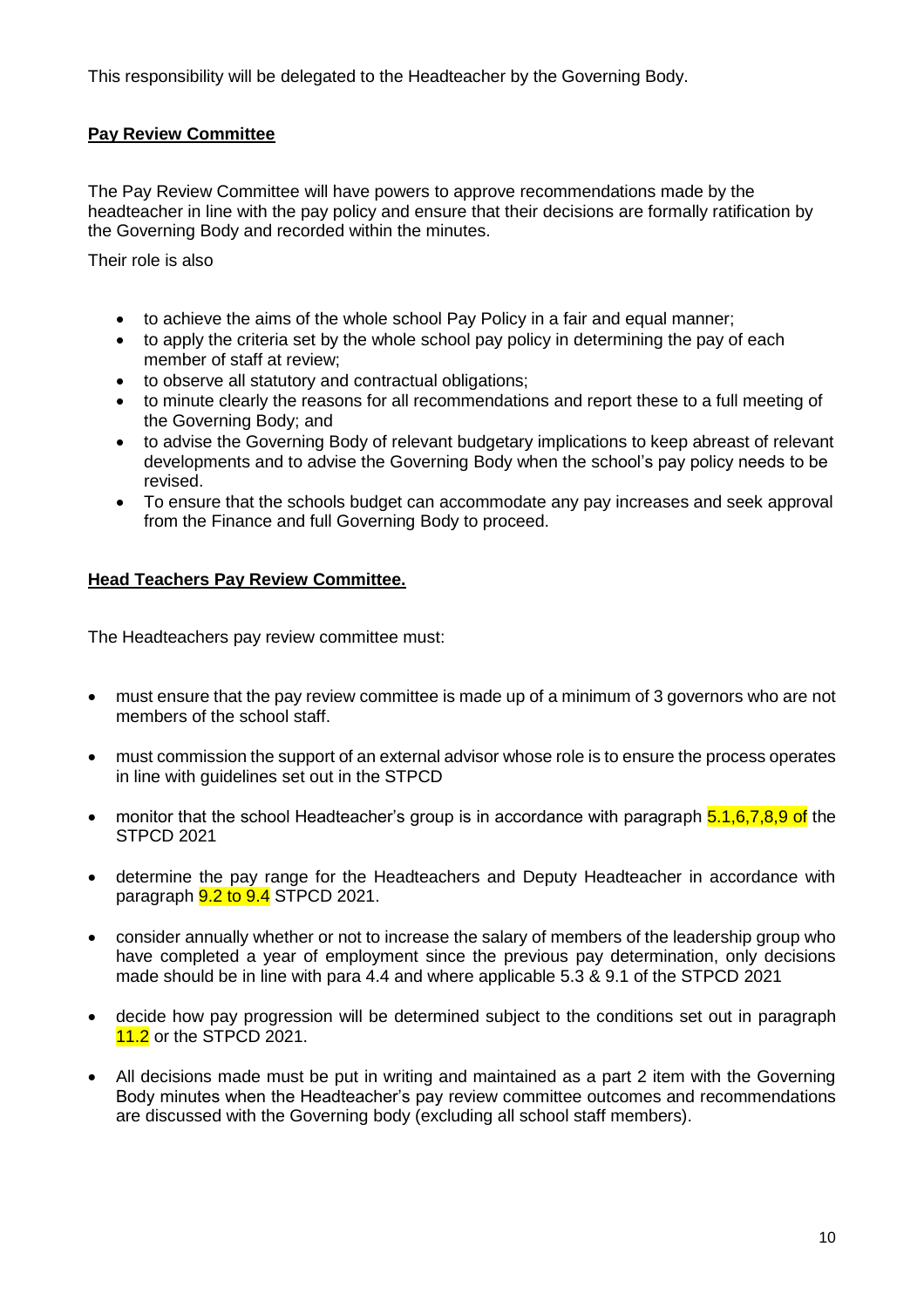This responsibility will be delegated to the Headteacher by the Governing Body.

**Pay Review Committee**

The Pay Review Committee will have powers to approve recommendations made by the headteacher in line with the pay policy and ensure that their decisions are formally ratification by the Governing Body and recorded within the minutes.

Their role is also

- to achieve the aims of the whole school Pay Policy in a fair and equal manner;
- to apply the criteria set by the whole school pay policy in determining the pay of each member of staff at review;
- to observe all statutory and contractual obligations;
- to minute clearly the reasons for all recommendations and report these to a full meeting of the Governing Body; and
- to advise the Governing Body of relevant budgetary implications to keep abreast of relevant developments and to advise the Governing Body when the school's pay policy needs to be revised.
- To ensure that the schools budget can accommodate any pay increases and seek approval from the Finance and full Governing Body to proceed.

**Head Teachers Pay Review Committee.**

The Headteachers pay review committee must:

- must ensure that the pay review committee is made up of a minimum of 3 governors who are not members of the school staff.
- must commission the support of an external advisor whose role is to ensure the process operates in line with guidelines set out in the STPCD
- monitor that the school Headteacher's group is in accordance with paragraph 5.1,6,7,8,9 of the STPCD 2021
- determine the pay range for the Headteachers and Deputy Headteacher in accordance with paragraph 9.2 to 9.4 STPCD 2021.
- consider annually whether or not to increase the salary of members of the leadership group who have completed a year of employment since the previous pay determination, only decisions made should be in line with para 4.4 and where applicable 5.3 & 9.1 of the STPCD 2021
- decide how pay progression will be determined subject to the conditions set out in paragraph 11.2 or the STPCD 2021.
- All decisions made must be put in writing and maintained as a part 2 item with the Governing Body minutes when the Headteacher's pay review committee outcomes and recommendations are discussed with the Governing body (excluding all school staff members).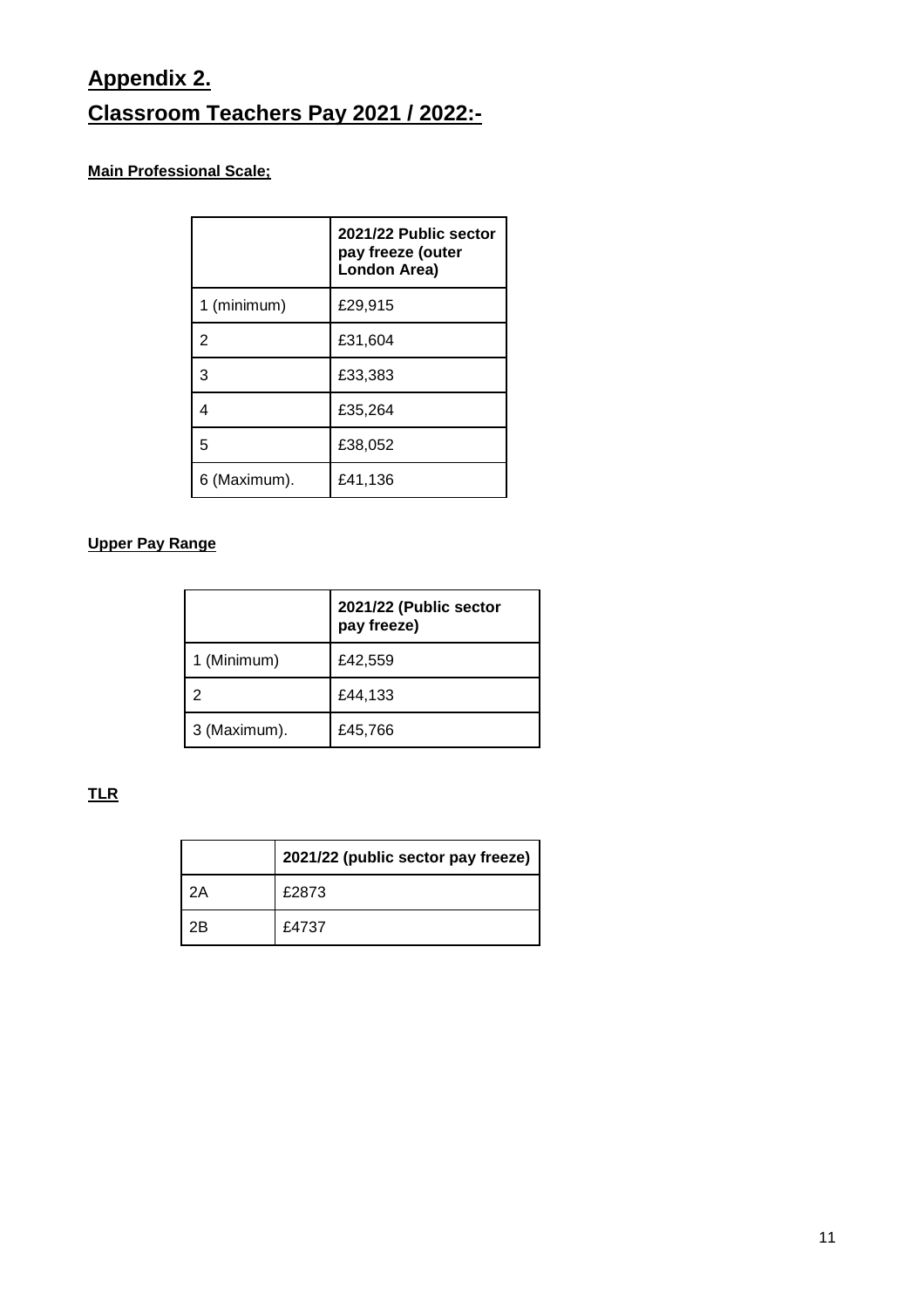## Appendix 2.

## Classroom Teachers Pay 2021 / 2022:-

**Main Professional Scale;**

| | 2021/22 Public sector pay freeze (outer London Area) |
|---|---|
| 1 (minimum) | £29,915 |
| 2 | £31,604 |
| 3 | £33,383 |
| 4 | £35,264 |
| 5 | £38,052 |
| 6 (Maximum). | £41,136 |

**Upper Pay Range**

| | 2021/22 (Public sector pay freeze) |
|---|---|
| 1 (Minimum) | £42,559 |
| 2 | £44,133 |
| 3 (Maximum). | £45,766 |

**TLR**

| | 2021/22 (public sector pay freeze) |
|---|---|
| 2A | £2873 |
| 2B | £4737 |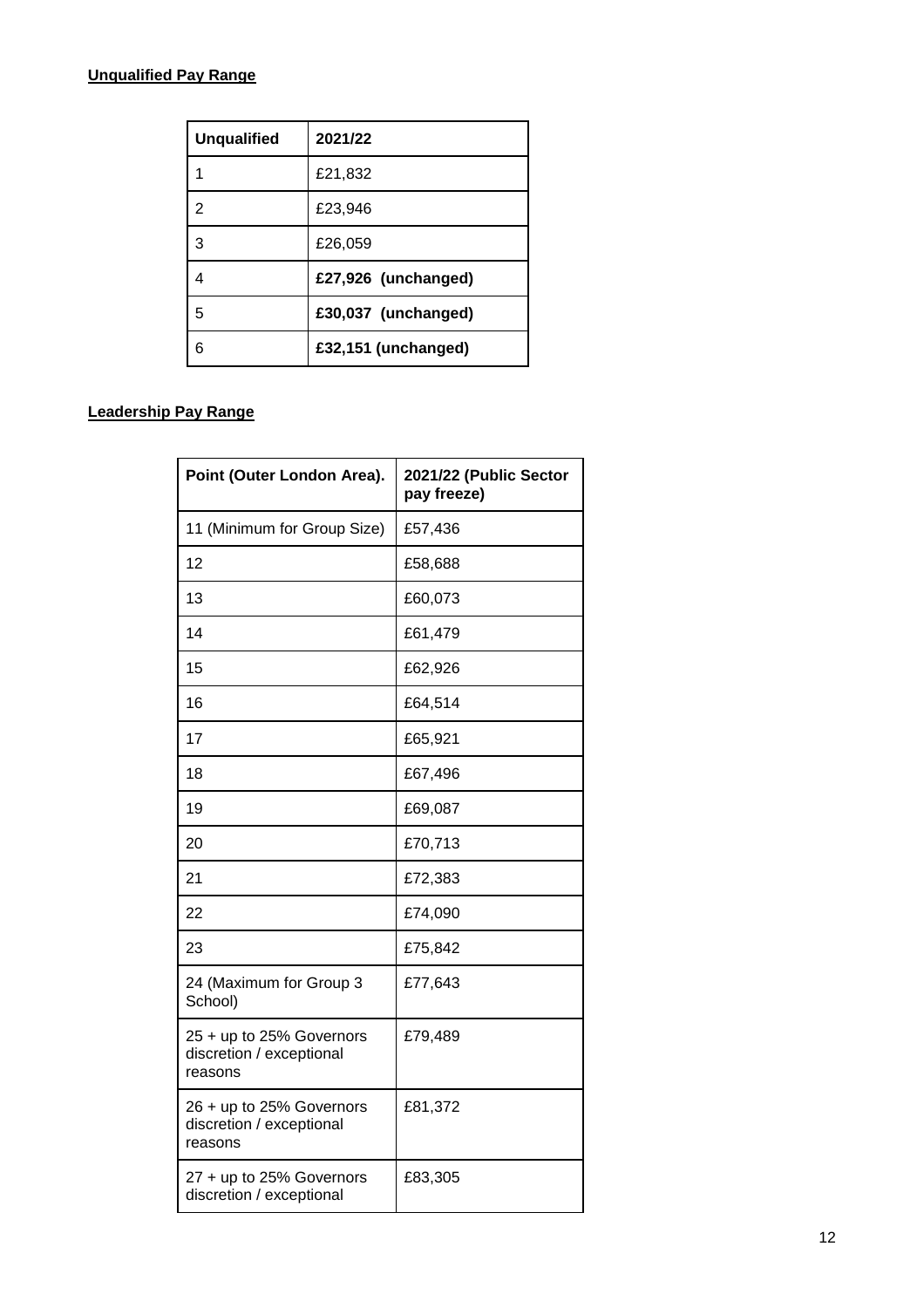**Unqualified Pay Range**

| Unqualified | 2021/22 |
|---|---|
| 1 | £21,832 |
| 2 | £23,946 |
| 3 | £26,059 |
| 4 | **£27,926 (unchanged)** |
| 5 | **£30,037 (unchanged)** |
| 6 | **£32,151 (unchanged)** |

**Leadership Pay Range**

| Point (Outer London Area). | 2021/22 (Public Sector pay freeze) |
|---|---|
| 11 (Minimum for Group Size) | £57,436 |
| 12 | £58,688 |
| 13 | £60,073 |
| 14 | £61,479 |
| 15 | £62,926 |
| 16 | £64,514 |
| 17 | £65,921 |
| 18 | £67,496 |
| 19 | £69,087 |
| 20 | £70,713 |
| 21 | £72,383 |
| 22 | £74,090 |
| 23 | £75,842 |
| 24 (Maximum for Group 3 School) | £77,643 |
| 25 + up to 25% Governors discretion / exceptional reasons | £79,489 |
| 26 + up to 25% Governors discretion / exceptional reasons | £81,372 |
| 27 + up to 25% Governors discretion / exceptional | £83,305 |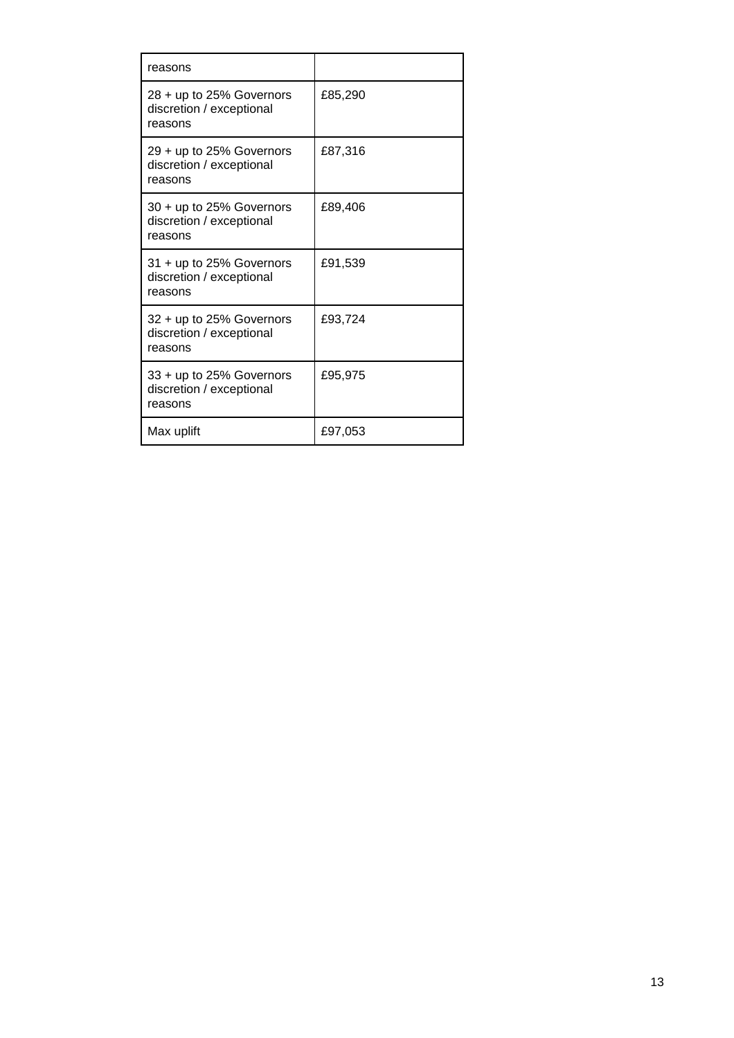| | |
|---|---|
| reasons | |
| 28 + up to 25% Governors discretion / exceptional reasons | £85,290 |
| 29 + up to 25% Governors discretion / exceptional reasons | £87,316 |
| 30 + up to 25% Governors discretion / exceptional reasons | £89,406 |
| 31 + up to 25% Governors discretion / exceptional reasons | £91,539 |
| 32 + up to 25% Governors discretion / exceptional reasons | £93,724 |
| 33 + up to 25% Governors discretion / exceptional reasons | £95,975 |
| Max uplift | £97,053 |